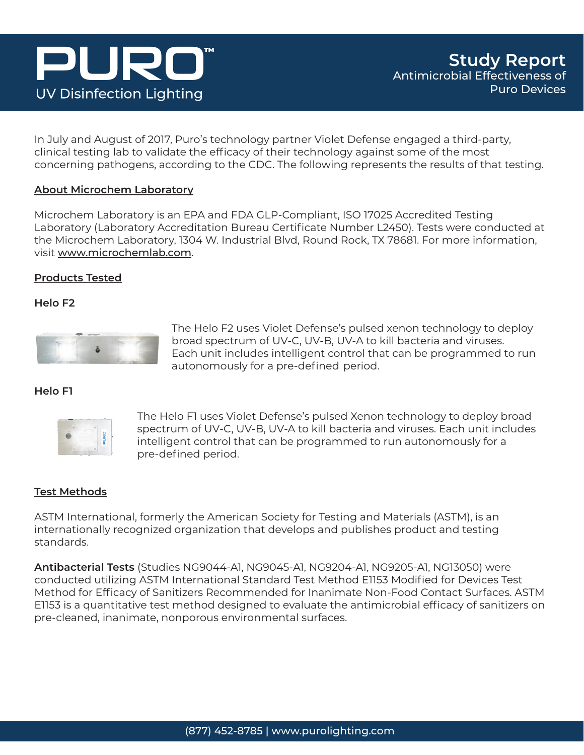# PURO™

UV Disinfection Lighting

## Study Report

Antimicrobial Effectiveness of Puro Devices

In July and August of 2017, Puro's technology partner Violet Defense engaged a third-party, clinical testing lab to validate the efficacy of their technology against some of the most concerning pathogens, according to the CDC. The following represents the results of that testing.

### About Microchem Laboratory

Microchem Laboratory is an EPA and FDA GLP-Compliant, ISO 17025 Accredited Testing Laboratory (Laboratory Accreditation Bureau Certificate Number L2450). Tests were conducted at the Microchem Laboratory, 1304 W. Industrial Blvd, Round Rock, TX 78681. For more information, visit www.microchemlab.com.

### Products Tested

**Helo F2**

The Helo F2 uses Violet Defense's pulsed xenon technology to deploy broad spectrum of UV-C, UV-B, UV-A to kill bacteria and viruses. Each unit includes intelligent control that can be programmed to run autonomously for a pre-defined period.

**Helo F1**

The Helo F1 uses Violet Defense's pulsed Xenon technology to deploy broad spectrum of UV-C, UV-B, UV-A to kill bacteria and viruses. Each unit includes intelligent control that can be programmed to run autonomously for a pre-defined period.

### Test Methods

ASTM International, formerly the American Society for Testing and Materials (ASTM), is an internationally recognized organization that develops and publishes product and testing standards.

**Antibacterial Tests** (Studies NG9044-A1, NG9045-A1, NG9204-A1, NG9205-A1, NG13050) were conducted utilizing ASTM International Standard Test Method E1153 Modified for Devices Test Method for Efficacy of Sanitizers Recommended for Inanimate Non-Food Contact Surfaces. ASTM E1153 is a quantitative test method designed to evaluate the antimicrobial efficacy of sanitizers on pre-cleaned, inanimate, nonporous environmental surfaces.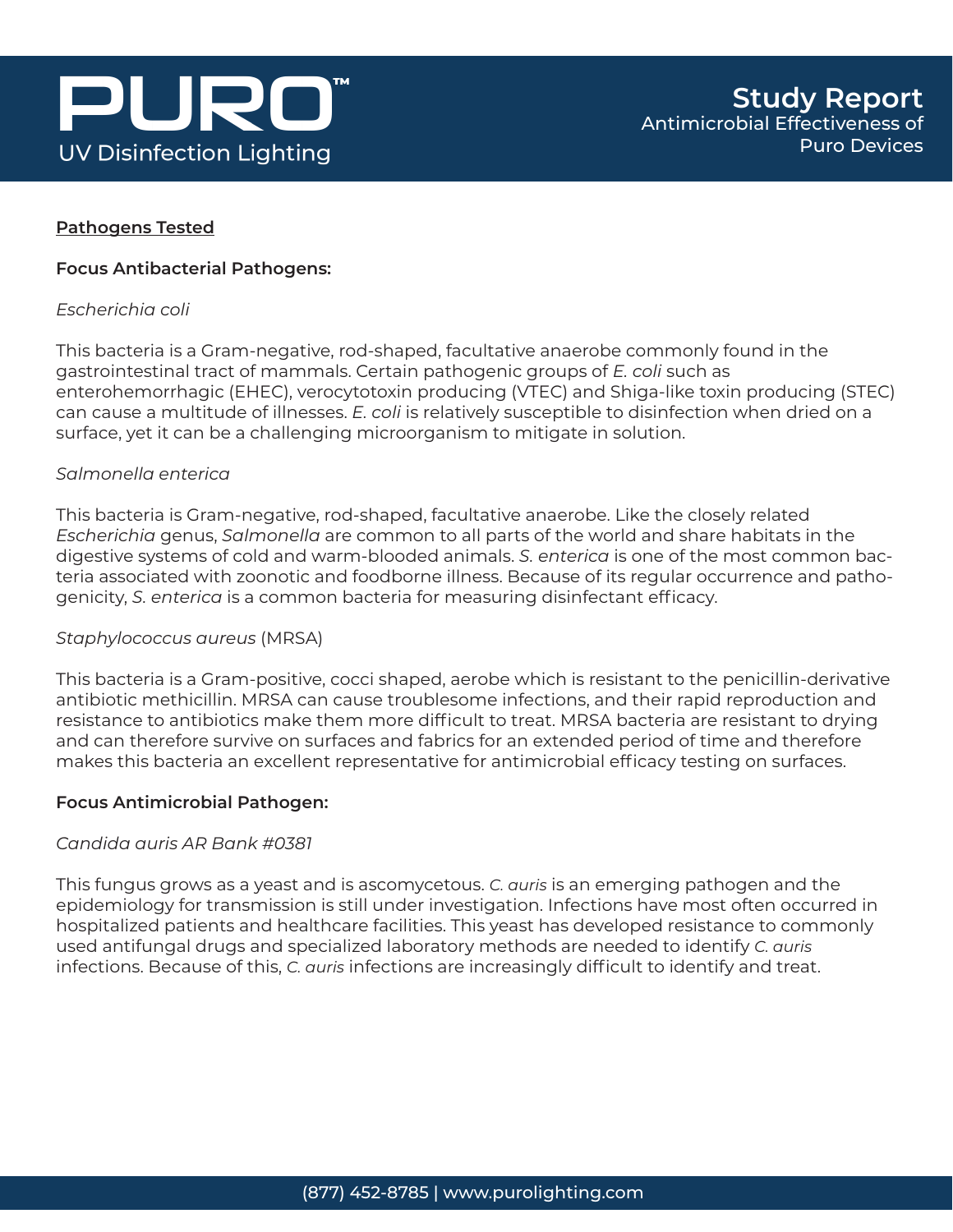## Pathogens Tested

### Focus Antibacterial Pathogens:

*Escherichia coli*

This bacteria is a Gram-negative, rod-shaped, facultative anaerobe commonly found in the gastrointestinal tract of mammals. Certain pathogenic groups of *E. coli* such as enterohemorrhagic (EHEC), verocytotoxin producing (VTEC) and Shiga-like toxin producing (STEC) can cause a multitude of illnesses. *E. coli* is relatively susceptible to disinfection when dried on a surface, yet it can be a challenging microorganism to mitigate in solution.

*Salmonella enterica*

This bacteria is Gram-negative, rod-shaped, facultative anaerobe. Like the closely related *Escherichia* genus, *Salmonella* are common to all parts of the world and share habitats in the digestive systems of cold and warm-blooded animals. *S. enterica* is one of the most common bacteria associated with zoonotic and foodborne illness. Because of its regular occurrence and pathogenicity, *S. enterica* is a common bacteria for measuring disinfectant efficacy.

*Staphylococcus aureus* (MRSA)

This bacteria is a Gram-positive, cocci shaped, aerobe which is resistant to the penicillin-derivative antibiotic methicillin. MRSA can cause troublesome infections, and their rapid reproduction and resistance to antibiotics make them more difficult to treat. MRSA bacteria are resistant to drying and can therefore survive on surfaces and fabrics for an extended period of time and therefore makes this bacteria an excellent representative for antimicrobial efficacy testing on surfaces.

### Focus Antimicrobial Pathogen:

*Candida auris AR Bank #0381*

This fungus grows as a yeast and is ascomycetous. *C. auris* is an emerging pathogen and the epidemiology for transmission is still under investigation. Infections have most often occurred in hospitalized patients and healthcare facilities. This yeast has developed resistance to commonly used antifungal drugs and specialized laboratory methods are needed to identify *C. auris* infections. Because of this, *C. auris* infections are increasingly difficult to identify and treat.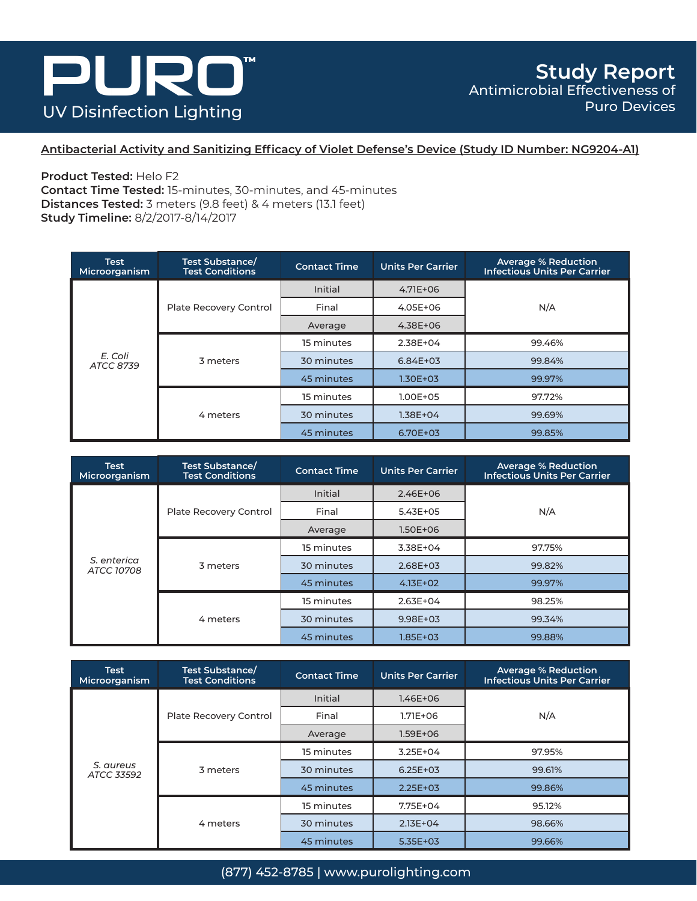# PURO™

UV Disinfection Lighting

## Study Report

Antimicrobial Effectiveness of Puro Devices

**Antibacterial Activity and Sanitizing Efficacy of Violet Defense's Device (Study ID Number: NG9204-A1)**

**Product Tested:** Helo F2
**Contact Time Tested:** 15-minutes, 30-minutes, and 45-minutes
**Distances Tested:** 3 meters (9.8 feet) & 4 meters (13.1 feet)
**Study Timeline:** 8/2/2017-8/14/2017

| Test Microorganism | Test Substance/ Test Conditions | Contact Time | Units Per Carrier | Average % Reduction Infectious Units Per Carrier |
|---|---|---|---|---|
| *E. Coli* ATCC 8739 | Plate Recovery Control | Initial | 4.71E+06 | N/A |
| | | Final | 4.05E+06 | |
| | | Average | 4.38E+06 | |
| | 3 meters | 15 minutes | 2.38E+04 | 99.46% |
| | | 30 minutes | 6.84E+03 | 99.84% |
| | | 45 minutes | 1.30E+03 | 99.97% |
| | 4 meters | 15 minutes | 1.00E+05 | 97.72% |
| | | 30 minutes | 1.38E+04 | 99.69% |
| | | 45 minutes | 6.70E+03 | 99.85% |

| Test Microorganism | Test Substance/ Test Conditions | Contact Time | Units Per Carrier | Average % Reduction Infectious Units Per Carrier |
|---|---|---|---|---|
| *S. enterica* ATCC 10708 | Plate Recovery Control | Initial | 2.46E+06 | N/A |
| | | Final | 5.43E+05 | |
| | | Average | 1.50E+06 | |
| | 3 meters | 15 minutes | 3.38E+04 | 97.75% |
| | | 30 minutes | 2.68E+03 | 99.82% |
| | | 45 minutes | 4.13E+02 | 99.97% |
| | 4 meters | 15 minutes | 2.63E+04 | 98.25% |
| | | 30 minutes | 9.98E+03 | 99.34% |
| | | 45 minutes | 1.85E+03 | 99.88% |

| Test Microorganism | Test Substance/ Test Conditions | Contact Time | Units Per Carrier | Average % Reduction Infectious Units Per Carrier |
|---|---|---|---|---|
| *S. aureus* ATCC 33592 | Plate Recovery Control | Initial | 1.46E+06 | N/A |
| | | Final | 1.71E+06 | |
| | | Average | 1.59E+06 | |
| | 3 meters | 15 minutes | 3.25E+04 | 97.95% |
| | | 30 minutes | 6.25E+03 | 99.61% |
| | | 45 minutes | 2.25E+03 | 99.86% |
| | 4 meters | 15 minutes | 7.75E+04 | 95.12% |
| | | 30 minutes | 2.13E+04 | 98.66% |
| | | 45 minutes | 5.35E+03 | 99.66% |

(877) 452-8785 | www.purolighting.com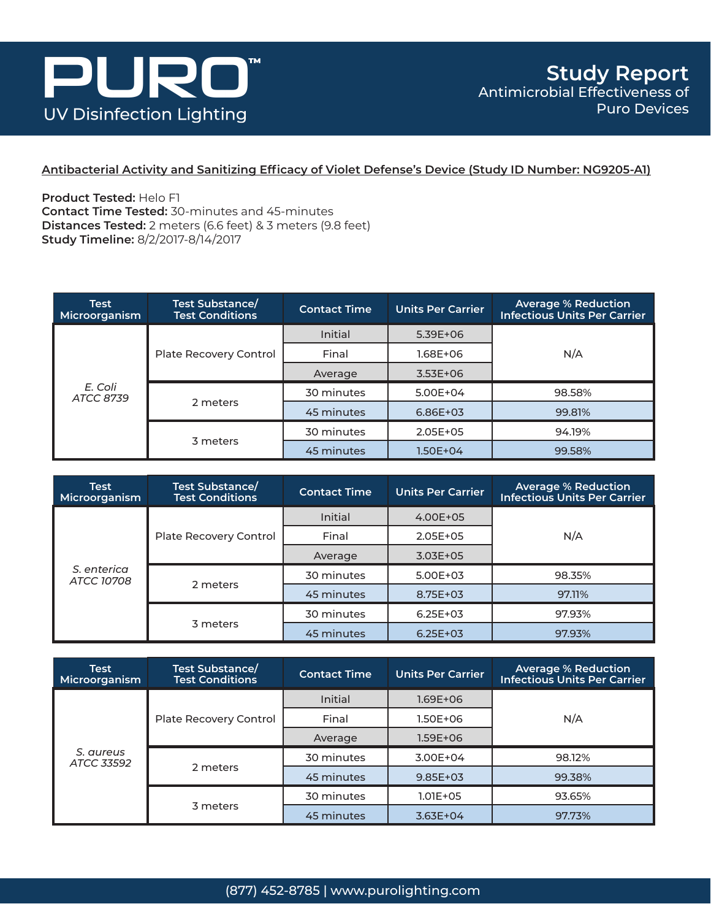# PURO™

UV Disinfection Lighting

## Study Report

Antimicrobial Effectiveness of Puro Devices

**Antibacterial Activity and Sanitizing Efficacy of Violet Defense's Device (Study ID Number: NG9205-A1)**

**Product Tested:** Helo F1
**Contact Time Tested:** 30-minutes and 45-minutes
**Distances Tested:** 2 meters (6.6 feet) & 3 meters (9.8 feet)
**Study Timeline:** 8/2/2017-8/14/2017

| Test Microorganism | Test Substance/ Test Conditions | Contact Time | Units Per Carrier | Average % Reduction Infectious Units Per Carrier |
|---|---|---|---|---|
| *E. Coli ATCC 8739* | Plate Recovery Control | Initial | 5.39E+06 | N/A |
| | | Final | 1.68E+06 | |
| | | Average | 3.53E+06 | |
| | 2 meters | 30 minutes | 5.00E+04 | 98.58% |
| | | 45 minutes | 6.86E+03 | 99.81% |
| | 3 meters | 30 minutes | 2.05E+05 | 94.19% |
| | | 45 minutes | 1.50E+04 | 99.58% |

| Test Microorganism | Test Substance/ Test Conditions | Contact Time | Units Per Carrier | Average % Reduction Infectious Units Per Carrier |
|---|---|---|---|---|
| *S. enterica ATCC 10708* | Plate Recovery Control | Initial | 4.00E+05 | N/A |
| | | Final | 2.05E+05 | |
| | | Average | 3.03E+05 | |
| | 2 meters | 30 minutes | 5.00E+03 | 98.35% |
| | | 45 minutes | 8.75E+03 | 97.11% |
| | 3 meters | 30 minutes | 6.25E+03 | 97.93% |
| | | 45 minutes | 6.25E+03 | 97.93% |

| Test Microorganism | Test Substance/ Test Conditions | Contact Time | Units Per Carrier | Average % Reduction Infectious Units Per Carrier |
|---|---|---|---|---|
| *S. aureus ATCC 33592* | Plate Recovery Control | Initial | 1.69E+06 | N/A |
| | | Final | 1.50E+06 | |
| | | Average | 1.59E+06 | |
| | 2 meters | 30 minutes | 3.00E+04 | 98.12% |
| | | 45 minutes | 9.85E+03 | 99.38% |
| | 3 meters | 30 minutes | 1.01E+05 | 93.65% |
| | | 45 minutes | 3.63E+04 | 97.73% |

(877) 452-8785 | www.purolighting.com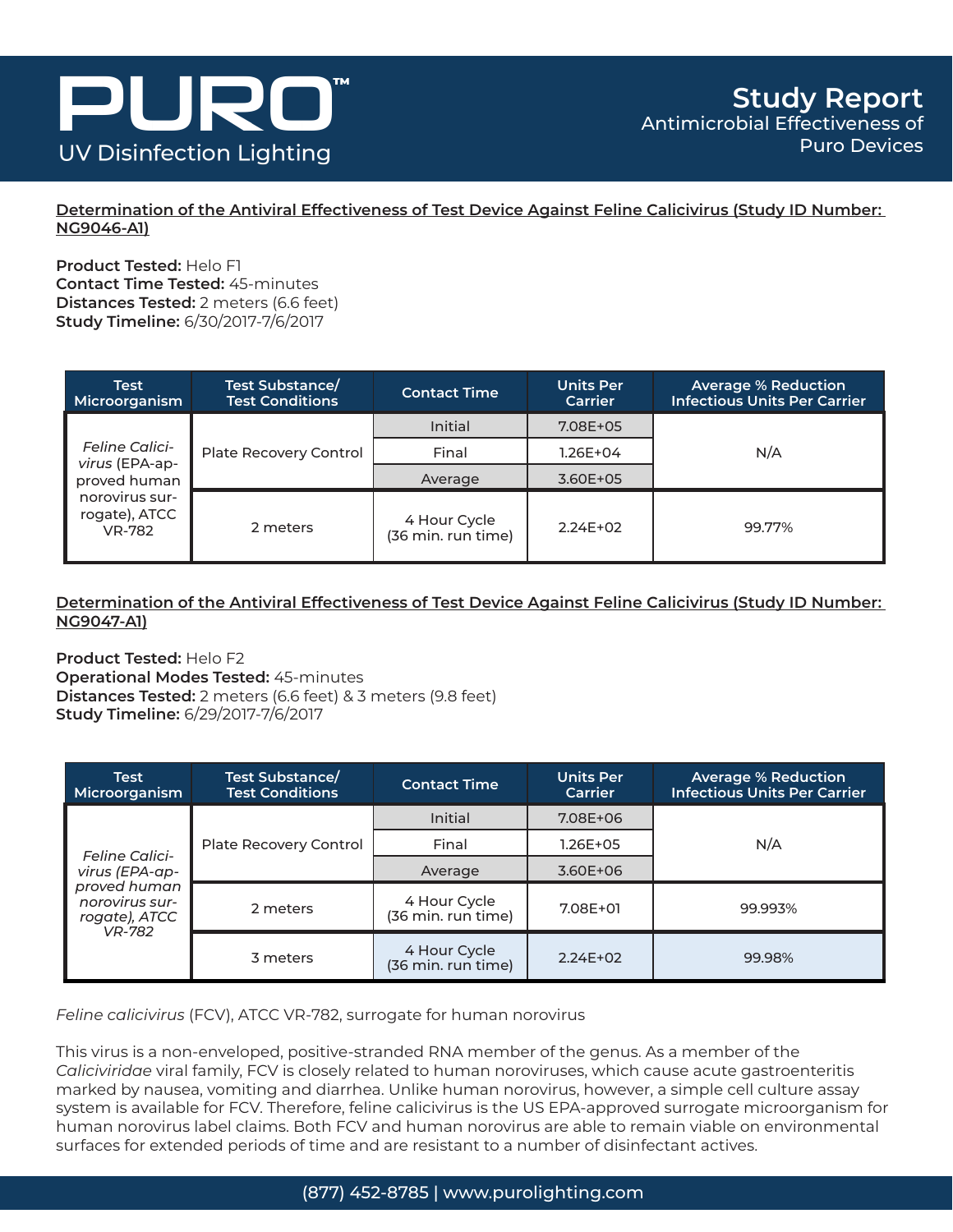# PURO™

UV Disinfection Lighting

**Study Report**
Antimicrobial Effectiveness of Puro Devices

## Determination of the Antiviral Effectiveness of Test Device Against Feline Calicivirus (Study ID Number: NG9046-A1)

**Product Tested:** Helo F1
**Contact Time Tested:** 45-minutes
**Distances Tested:** 2 meters (6.6 feet)
**Study Timeline:** 6/30/2017-7/6/2017

| Test Microorganism | Test Substance/ Test Conditions | Contact Time | Units Per Carrier | Average % Reduction Infectious Units Per Carrier |
|---|---|---|---|---|
| *Feline Calicivirus* (EPA-approved human norovirus surrogate), ATCC VR-782 | Plate Recovery Control | Initial | 7.08E+05 | N/A |
| | | Final | 1.26E+04 | |
| | | Average | 3.60E+05 | |
| | 2 meters | 4 Hour Cycle (36 min. run time) | 2.24E+02 | 99.77% |

## Determination of the Antiviral Effectiveness of Test Device Against Feline Calicivirus (Study ID Number: NG9047-A1)

**Product Tested:** Helo F2
**Operational Modes Tested:** 45-minutes
**Distances Tested:** 2 meters (6.6 feet) & 3 meters (9.8 feet)
**Study Timeline:** 6/29/2017-7/6/2017

| Test Microorganism | Test Substance/ Test Conditions | Contact Time | Units Per Carrier | Average % Reduction Infectious Units Per Carrier |
|---|---|---|---|---|
| *Feline Calicivirus (EPA-approved human norovirus surrogate), ATCC VR-782* | Plate Recovery Control | Initial | 7.08E+06 | N/A |
| | | Final | 1.26E+05 | |
| | | Average | 3.60E+06 | |
| | 2 meters | 4 Hour Cycle (36 min. run time) | 7.08E+01 | 99.993% |
| | 3 meters | 4 Hour Cycle (36 min. run time) | 2.24E+02 | 99.98% |

*Feline calicivirus* (FCV), ATCC VR-782, surrogate for human norovirus

This virus is a non-enveloped, positive-stranded RNA member of the genus. As a member of the *Caliciviridae* viral family, FCV is closely related to human noroviruses, which cause acute gastroenteritis marked by nausea, vomiting and diarrhea. Unlike human norovirus, however, a simple cell culture assay system is available for FCV. Therefore, feline calicivirus is the US EPA-approved surrogate microorganism for human norovirus label claims. Both FCV and human norovirus are able to remain viable on environmental surfaces for extended periods of time and are resistant to a number of disinfectant actives.

(877) 452-8785 | www.purolighting.com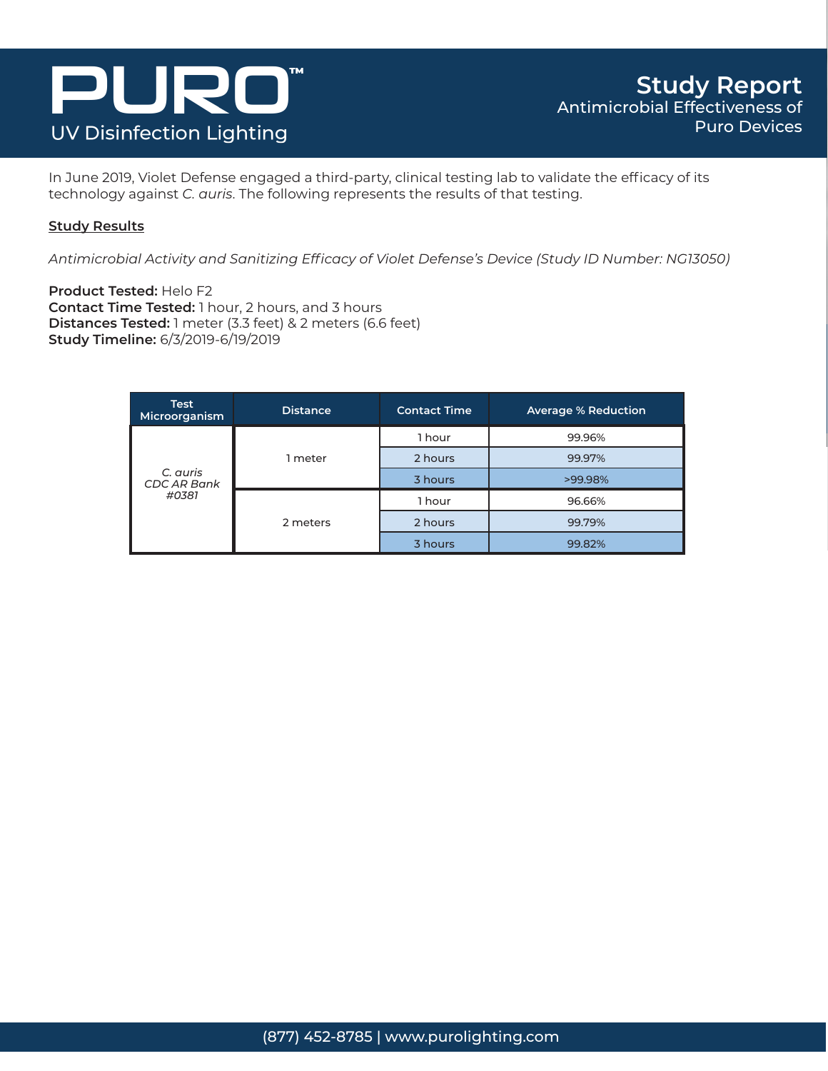# PURO™

UV Disinfection Lighting

## Study Report

Antimicrobial Effectiveness of Puro Devices

In June 2019, Violet Defense engaged a third-party, clinical testing lab to validate the efficacy of its technology against *C. auris*. The following represents the results of that testing.

**Study Results**

*Antimicrobial Activity and Sanitizing Efficacy of Violet Defense's Device (Study ID Number: NG13050)*

**Product Tested:** Helo F2
**Contact Time Tested:** 1 hour, 2 hours, and 3 hours
**Distances Tested:** 1 meter (3.3 feet) & 2 meters (6.6 feet)
**Study Timeline:** 6/3/2019-6/19/2019

| Test Microorganism | Distance | Contact Time | Average % Reduction |
|---|---|---|---|
| *C. auris CDC AR Bank #0381* | 1 meter | 1 hour | 99.96% |
| | | 2 hours | 99.97% |
| | | 3 hours | >99.98% |
| | 2 meters | 1 hour | 96.66% |
| | | 2 hours | 99.79% |
| | | 3 hours | 99.82% |

(877) 452-8785 | www.purolighting.com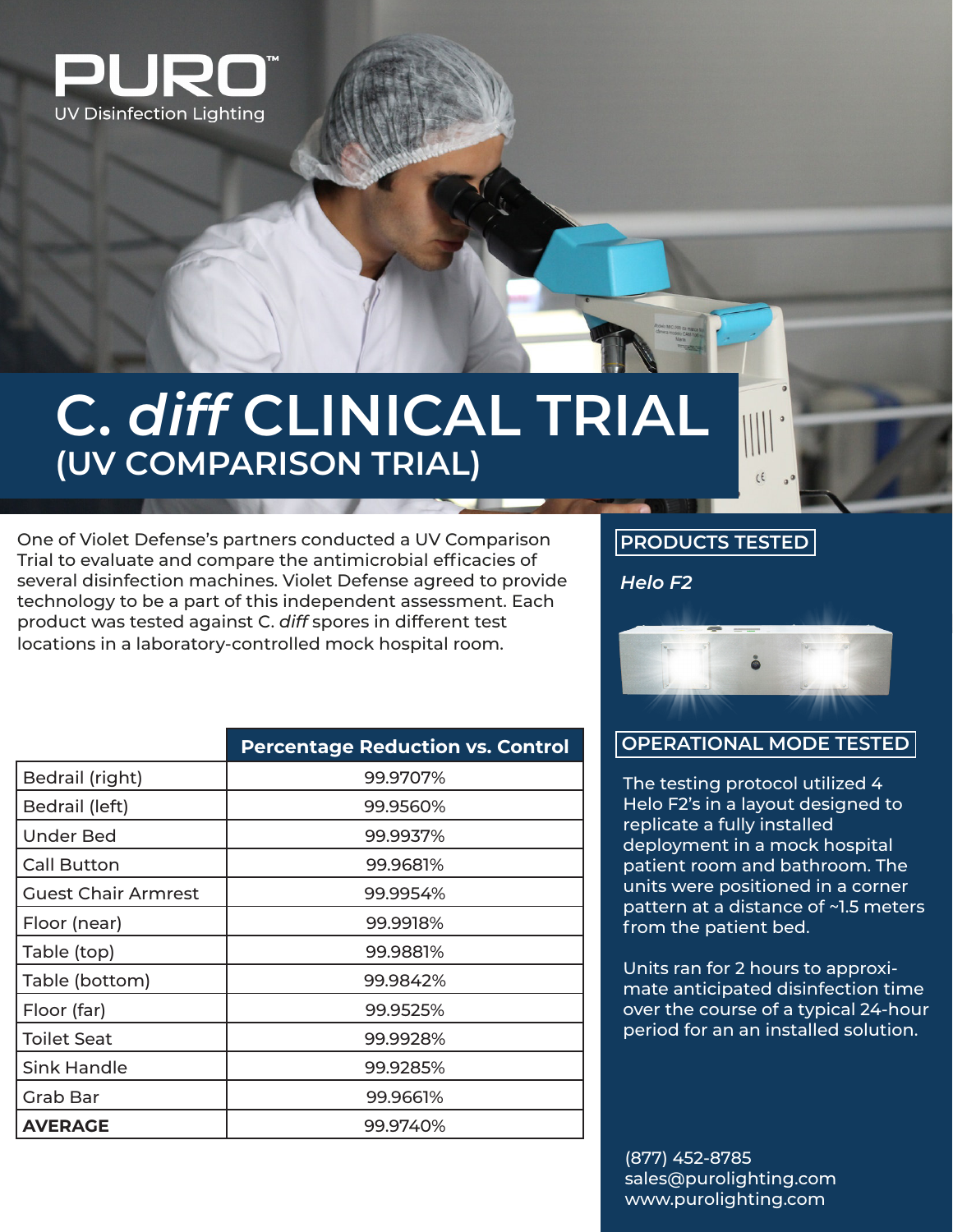PURO™
UV Disinfection Lighting

# C. *diff* CLINICAL TRIAL
## (UV COMPARISON TRIAL)

One of Violet Defense's partners conducted a UV Comparison Trial to evaluate and compare the antimicrobial efficacies of several disinfection machines. Violet Defense agreed to provide technology to be a part of this independent assessment. Each product was tested against C. *diff* spores in different test locations in a laboratory-controlled mock hospital room.

| | Percentage Reduction vs. Control |
|---|---|
| Bedrail (right) | 99.9707% |
| Bedrail (left) | 99.9560% |
| Under Bed | 99.9937% |
| Call Button | 99.9681% |
| Guest Chair Armrest | 99.9954% |
| Floor (near) | 99.9918% |
| Table (top) | 99.9881% |
| Table (bottom) | 99.9842% |
| Floor (far) | 99.9525% |
| Toilet Seat | 99.9928% |
| Sink Handle | 99.9285% |
| Grab Bar | 99.9661% |
| **AVERAGE** | 99.9740% |

### PRODUCTS TESTED

***Helo F2***

### OPERATIONAL MODE TESTED

The testing protocol utilized 4 Helo F2's in a layout designed to replicate a fully installed deployment in a mock hospital patient room and bathroom. The units were positioned in a corner pattern at a distance of ~1.5 meters from the patient bed.

Units ran for 2 hours to approximate anticipated disinfection time over the course of a typical 24-hour period for an an installed solution.

(877) 452-8785
sales@purolighting.com
www.purolighting.com